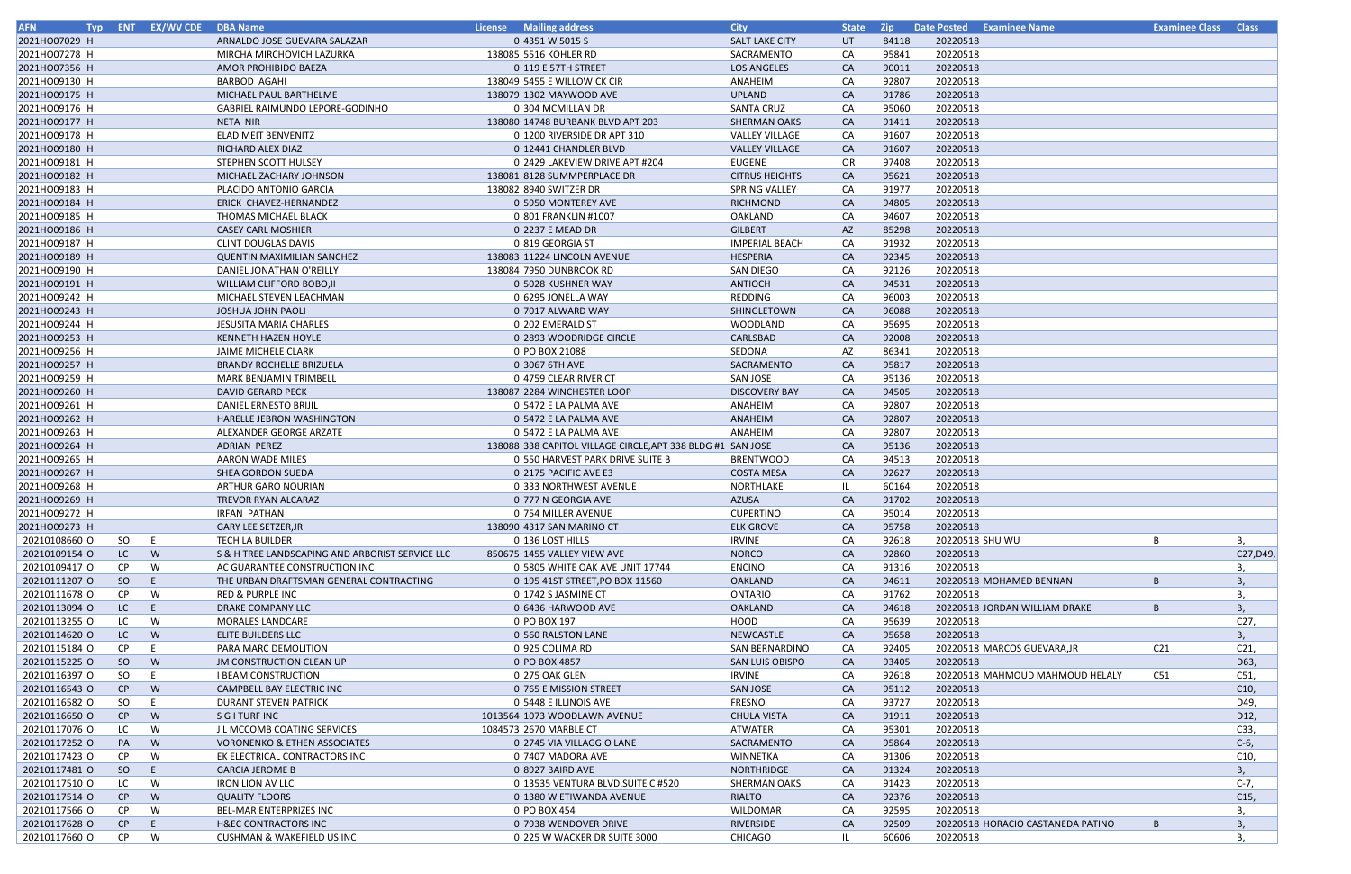| AFN | Typ | ENT | EX/WV CDE | DBA Name | License | Mailing address | City | State | Zip | Date Posted | Examinee Name | Examinee Class | Class |
|---|---|---|---|---|---|---|---|---|---|---|---|---|---|
| 2021HO07029 | H | | | ARNALDO JOSE GUEVARA SALAZAR | 0 | 4351 W 5015 S | SALT LAKE CITY | UT | 84118 | 20220518 | | | |
| 2021HO07278 | H | | | MIRCHA MIRCHOVICH LAZURKA | 138085 | 5516 KOHLER RD | SACRAMENTO | CA | 95841 | 20220518 | | | |
| 2021HO07356 | H | | | AMOR PROHIBIDO BAEZA | 0 | 119 E 57TH STREET | LOS ANGELES | CA | 90011 | 20220518 | | | |
| 2021HO09130 | H | | | BARBOD AGAHI | 138049 | 5455 E WILLOWICK CIR | ANAHEIM | CA | 92807 | 20220518 | | | |
| 2021HO09175 | H | | | MICHAEL PAUL BARTHELME | 138079 | 1302 MAYWOOD AVE | UPLAND | CA | 91786 | 20220518 | | | |
| 2021HO09176 | H | | | GABRIEL RAIMUNDO LEPORE-GODINHO | 0 | 304 MCMILLAN DR | SANTA CRUZ | CA | 95060 | 20220518 | | | |
| 2021HO09177 | H | | | NETA NIR | 138080 | 14748 BURBANK BLVD APT 203 | SHERMAN OAKS | CA | 91411 | 20220518 | | | |
| 2021HO09178 | H | | | ELAD MEIT BENVENITZ | 0 | 1200 RIVERSIDE DR APT 310 | VALLEY VILLAGE | CA | 91607 | 20220518 | | | |
| 2021HO09180 | H | | | RICHARD ALEX DIAZ | 0 | 12441 CHANDLER BLVD | VALLEY VILLAGE | CA | 91607 | 20220518 | | | |
| 2021HO09181 | H | | | STEPHEN SCOTT HULSEY | 0 | 2429 LAKEVIEW DRIVE APT #204 | EUGENE | OR | 97408 | 20220518 | | | |
| 2021HO09182 | H | | | MICHAEL ZACHARY JOHNSON | 138081 | 8128 SUMMPERPLACE DR | CITRUS HEIGHTS | CA | 95621 | 20220518 | | | |
| 2021HO09183 | H | | | PLACIDO ANTONIO GARCIA | 138082 | 8940 SWITZER DR | SPRING VALLEY | CA | 91977 | 20220518 | | | |
| 2021HO09184 | H | | | ERICK CHAVEZ-HERNANDEZ | 0 | 5950 MONTEREY AVE | RICHMOND | CA | 94805 | 20220518 | | | |
| 2021HO09185 | H | | | THOMAS MICHAEL BLACK | 0 | 801 FRANKLIN #1007 | OAKLAND | CA | 94607 | 20220518 | | | |
| 2021HO09186 | H | | | CASEY CARL MOSHIER | 0 | 2237 E MEAD DR | GILBERT | AZ | 85298 | 20220518 | | | |
| 2021HO09187 | H | | | CLINT DOUGLAS DAVIS | 0 | 819 GEORGIA ST | IMPERIAL BEACH | CA | 91932 | 20220518 | | | |
| 2021HO09189 | H | | | QUENTIN MAXIMILIAN SANCHEZ | 138083 | 11224 LINCOLN AVENUE | HESPERIA | CA | 92345 | 20220518 | | | |
| 2021HO09190 | H | | | DANIEL JONATHAN O'REILLY | 138084 | 7950 DUNBROOK RD | SAN DIEGO | CA | 92126 | 20220518 | | | |
| 2021HO09191 | H | | | WILLIAM CLIFFORD BOBO,II | 0 | 5028 KUSHNER WAY | ANTIOCH | CA | 94531 | 20220518 | | | |
| 2021HO09242 | H | | | MICHAEL STEVEN LEACHMAN | 0 | 6295 JONELLA WAY | REDDING | CA | 96003 | 20220518 | | | |
| 2021HO09243 | H | | | JOSHUA JOHN PAOLI | 0 | 7017 ALWARD WAY | SHINGLETOWN | CA | 96088 | 20220518 | | | |
| 2021HO09244 | H | | | JESUSITA MARIA CHARLES | 0 | 202 EMERALD ST | WOODLAND | CA | 95695 | 20220518 | | | |
| 2021HO09253 | H | | | KENNETH HAZEN HOYLE | 0 | 2893 WOODRIDGE CIRCLE | CARLSBAD | CA | 92008 | 20220518 | | | |
| 2021HO09256 | H | | | JAIME MICHELE CLARK | 0 | PO BOX 21088 | SEDONA | AZ | 86341 | 20220518 | | | |
| 2021HO09257 | H | | | BRANDY ROCHELLE BRIZUELA | 0 | 3067 6TH AVE | SACRAMENTO | CA | 95817 | 20220518 | | | |
| 2021HO09259 | H | | | MARK BENJAMIN TRIMBELL | 0 | 4759 CLEAR RIVER CT | SAN JOSE | CA | 95136 | 20220518 | | | |
| 2021HO09260 | H | | | DAVID GERARD PECK | 138087 | 2284 WINCHESTER LOOP | DISCOVERY BAY | CA | 94505 | 20220518 | | | |
| 2021HO09261 | H | | | DANIEL ERNESTO BRIJIL | 0 | 5472 E LA PALMA AVE | ANAHEIM | CA | 92807 | 20220518 | | | |
| 2021HO09262 | H | | | HARELLE JEBRON WASHINGTON | 0 | 5472 E LA PALMA AVE | ANAHEIM | CA | 92807 | 20220518 | | | |
| 2021HO09263 | H | | | ALEXANDER GEORGE ARZATE | 0 | 5472 E LA PALMA AVE | ANAHEIM | CA | 92807 | 20220518 | | | |
| 2021HO09264 | H | | | ADRIAN PEREZ | 138088 | 338 CAPITOL VILLAGE CIRCLE,APT 338 BLDG #1 | SAN JOSE | CA | 95136 | 20220518 | | | |
| 2021HO09265 | H | | | AARON WADE MILES | 0 | 550 HARVEST PARK DRIVE SUITE B | BRENTWOOD | CA | 94513 | 20220518 | | | |
| 2021HO09267 | H | | | SHEA GORDON SUEDA | 0 | 2175 PACIFIC AVE E3 | COSTA MESA | CA | 92627 | 20220518 | | | |
| 2021HO09268 | H | | | ARTHUR GARO NOURIAN | 0 | 333 NORTHWEST AVENUE | NORTHLAKE | IL | 60164 | 20220518 | | | |
| 2021HO09269 | H | | | TREVOR RYAN ALCARAZ | 0 | 777 N GEORGIA AVE | AZUSA | CA | 91702 | 20220518 | | | |
| 2021HO09272 | H | | | IRFAN PATHAN | 0 | 754 MILLER AVENUE | CUPERTINO | CA | 95014 | 20220518 | | | |
| 2021HO09273 | H | | | GARY LEE SETZER,JR | 138090 | 4317 SAN MARINO CT | ELK GROVE | CA | 95758 | 20220518 | | | |
| 20210108660 | O | SO | E | TECH LA BUILDER | 0 | 136 LOST HILLS | IRVINE | CA | 92618 | 20220518 | SHU WU | B | B, |
| 20210109154 | O | LC | W | S & H TREE LANDSCAPING AND ARBORIST SERVICE LLC | 850675 | 1455 VALLEY VIEW AVE | NORCO | CA | 92860 | 20220518 | | | C27,D49, |
| 20210109417 | O | CP | W | AC GUARANTEE CONSTRUCTION INC | 0 | 5805 WHITE OAK AVE UNIT 17744 | ENCINO | CA | 91316 | 20220518 | | | B, |
| 20210111207 | O | SO | E | THE URBAN DRAFTSMAN GENERAL CONTRACTING | 0 | 195 41ST STREET,PO BOX 11560 | OAKLAND | CA | 94611 | 20220518 | MOHAMED BENNANI | B | B, |
| 20210111678 | O | CP | W | RED & PURPLE INC | 0 | 1742 S JASMINE CT | ONTARIO | CA | 91762 | 20220518 | | | B, |
| 20210113094 | O | LC | E | DRAKE COMPANY LLC | 0 | 6436 HARWOOD AVE | OAKLAND | CA | 94618 | 20220518 | JORDAN WILLIAM DRAKE | B | B, |
| 20210113255 | O | LC | W | MORALES LANDCARE | 0 | PO BOX 197 | HOOD | CA | 95639 | 20220518 | | | C27, |
| 20210114620 | O | LC | W | ELITE BUILDERS LLC | 0 | 560 RALSTON LANE | NEWCASTLE | CA | 95658 | 20220518 | | | B, |
| 20210115184 | O | CP | E | PARA MARC DEMOLITION | 0 | 925 COLIMA RD | SAN BERNARDINO | CA | 92405 | 20220518 | MARCOS GUEVARA,JR | C21 | C21, |
| 20210115225 | O | SO | W | JM CONSTRUCTION CLEAN UP | 0 | PO BOX 4857 | SAN LUIS OBISPO | CA | 93405 | 20220518 | | | D63, |
| 20210116397 | O | SO | E | I BEAM CONSTRUCTION | 0 | 275 OAK GLEN | IRVINE | CA | 92618 | 20220518 | MAHMOUD MAHMOUD HELALY | C51 | C51, |
| 20210116543 | O | CP | W | CAMPBELL BAY ELECTRIC INC | 0 | 765 E MISSION STREET | SAN JOSE | CA | 95112 | 20220518 | | | C10, |
| 20210116582 | O | SO | E | DURANT STEVEN PATRICK | 0 | 5448 E ILLINOIS AVE | FRESNO | CA | 93727 | 20220518 | | | D49, |
| 20210116650 | O | CP | W | S G I TURF INC | 1013564 | 1073 WOODLAWN AVENUE | CHULA VISTA | CA | 91911 | 20220518 | | | D12, |
| 20210117076 | O | LC | W | J L MCCOMB COATING SERVICES | 1084573 | 2670 MARBLE CT | ATWATER | CA | 95301 | 20220518 | | | C33, |
| 20210117252 | O | PA | W | VORONENKO & ETHEN ASSOCIATES | 0 | 2745 VIA VILLAGGIO LANE | SACRAMENTO | CA | 95864 | 20220518 | | | C-6, |
| 20210117423 | O | CP | W | EK ELECTRICAL CONTRACTORS INC | 0 | 7407 MADORA AVE | WINNETKA | CA | 91306 | 20220518 | | | C10, |
| 20210117481 | O | SO | E | GARCIA JEROME B | 0 | 8927 BAIRD AVE | NORTHRIDGE | CA | 91324 | 20220518 | | | B, |
| 20210117510 | O | LC | W | IRON LION AV LLC | 0 | 13535 VENTURA BLVD,SUITE C #520 | SHERMAN OAKS | CA | 91423 | 20220518 | | | C-7, |
| 20210117514 | O | CP | W | QUALITY FLOORS | 0 | 1380 W ETIWANDA AVENUE | RIALTO | CA | 92376 | 20220518 | | | C15, |
| 20210117566 | O | CP | W | BEL-MAR ENTERPRIZES INC | 0 | PO BOX 454 | WILDOMAR | CA | 92595 | 20220518 | | | B, |
| 20210117628 | O | CP | E | H&EC CONTRACTORS INC | 0 | 7938 WENDOVER DRIVE | RIVERSIDE | CA | 92509 | 20220518 | HORACIO CASTANEDA PATINO | B | B, |
| 20210117660 | O | CP | W | CUSHMAN & WAKEFIELD US INC | 0 | 225 W WACKER DR SUITE 3000 | CHICAGO | IL | 60606 | 20220518 | | | B, |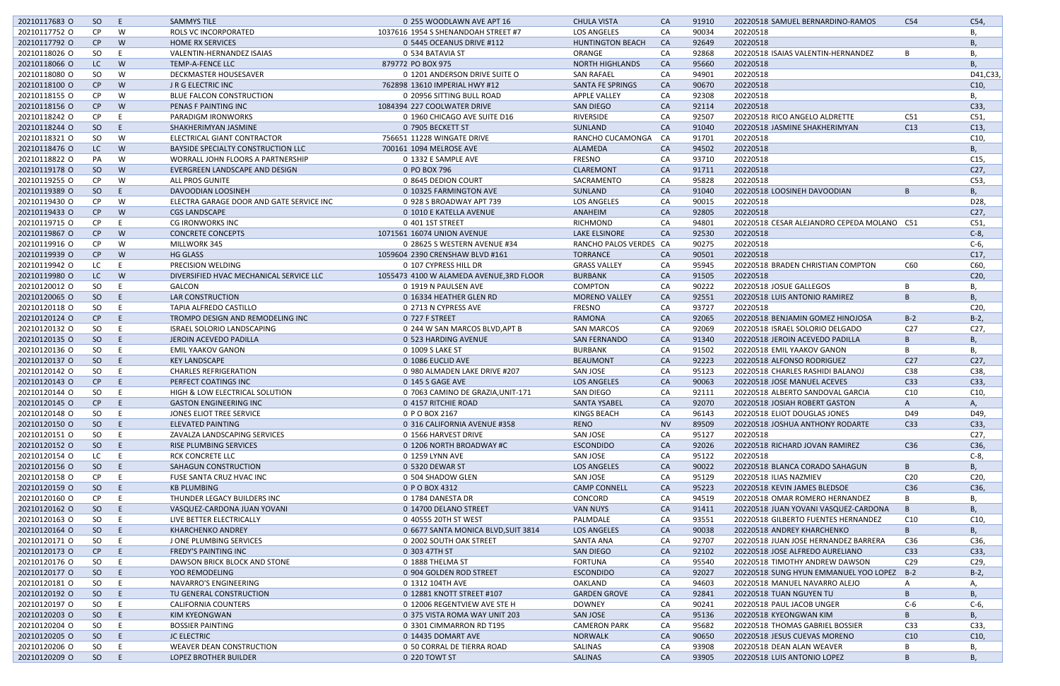| | | | | | | | | | | | |
|---|---|---|---|---|---|---|---|---|---|---|---|
| 20210117683 O | SO | E | SAMMYS TILE | 0 | 255 WOODLAWN AVE APT 16 | CHULA VISTA | CA | 91910 | 20220518 SAMUEL BERNARDINO-RAMOS | C54 | C54, |
| 20210117752 O | CP | W | ROLS VC INCORPORATED | 1037616 | 1954 S SHENANDOAH STREET #7 | LOS ANGELES | CA | 90034 | 20220518 | | B, |
| 20210117792 O | CP | W | HOME RX SERVICES | 0 | 5445 OCEANUS DRIVE #112 | HUNTINGTON BEACH | CA | 92649 | 20220518 | | B, |
| 20210118026 O | SO | E | VALENTIN-HERNANDEZ ISAIAS | 0 | 534 BATAVIA ST | ORANGE | CA | 92868 | 20220518 ISAIAS VALENTIN-HERNANDEZ | B | B, |
| 20210118066 O | LC | W | TEMP-A-FENCE LLC | 879772 | PO BOX 975 | NORTH HIGHLANDS | CA | 95660 | 20220518 | | B, |
| 20210118080 O | SO | W | DECKMASTER HOUSESAVER | 0 | 1201 ANDERSON DRIVE SUITE O | SAN RAFAEL | CA | 94901 | 20220518 | | D41,C33, |
| 20210118100 O | CP | W | J R G ELECTRIC INC | 762898 | 13610 IMPERIAL HWY #12 | SANTA FE SPRINGS | CA | 90670 | 20220518 | | C10, |
| 20210118155 O | CP | W | BLUE FALCON CONSTRUCTION | 0 | 20956 SITTING BULL ROAD | APPLE VALLEY | CA | 92308 | 20220518 | | B, |
| 20210118156 O | CP | W | PENAS F PAINTING INC | 1084394 | 227 COOLWATER DRIVE | SAN DIEGO | CA | 92114 | 20220518 | | C33, |
| 20210118242 O | CP | E | PARADIGM IRONWORKS | 0 | 1960 CHICAGO AVE SUITE D16 | RIVERSIDE | CA | 92507 | 20220518 RICO ANGELO ALDRETTE | C51 | C51, |
| 20210118244 O | SO | E | SHAKHERIMYAN JASMINE | 0 | 7905 BECKETT ST | SUNLAND | CA | 91040 | 20220518 JASMINE SHAKHERIMYAN | C13 | C13, |
| 20210118321 O | SO | W | ELECTRICAL GIANT CONTRACTOR | 756651 | 11228 WINGATE DRIVE | RANCHO CUCAMONGA | CA | 91701 | 20220518 | | C10, |
| 20210118476 O | LC | W | BAYSIDE SPECIALTY CONSTRUCTION LLC | 700161 | 1094 MELROSE AVE | ALAMEDA | CA | 94502 | 20220518 | | B, |
| 20210118822 O | PA | W | WORRALL JOHN FLOORS A PARTNERSHIP | 0 | 1332 E SAMPLE AVE | FRESNO | CA | 93710 | 20220518 | | C15, |
| 20210119178 O | SO | W | EVERGREEN LANDSCAPE AND DESIGN | 0 | PO BOX 796 | CLAREMONT | CA | 91711 | 20220518 | | C27, |
| 20210119255 O | CP | W | ALL PROS GUNITE | 0 | 8645 DEDION COURT | SACRAMENTO | CA | 95828 | 20220518 | | C53, |
| 20210119389 O | SO | E | DAVOODIAN LOOSINEH | 0 | 10325 FARMINGTON AVE | SUNLAND | CA | 91040 | 20220518 LOOSINEH DAVOODIAN | B | B, |
| 20210119430 O | CP | W | ELECTRA GARAGE DOOR AND GATE SERVICE INC | 0 | 928 S BROADWAY APT 739 | LOS ANGELES | CA | 90015 | 20220518 | | D28, |
| 20210119433 O | CP | W | CGS LANDSCAPE | 0 | 1010 E KATELLA AVENUE | ANAHEIM | CA | 92805 | 20220518 | | C27, |
| 20210119715 O | CP | E | CG IRONWORKS INC | 0 | 401 1ST STREET | RICHMOND | CA | 94801 | 20220518 CESAR ALEJANDRO CEPEDA MOLANO | C51 | C51, |
| 20210119867 O | CP | W | CONCRETE CONCEPTS | 1071561 | 16074 UNION AVENUE | LAKE ELSINORE | CA | 92530 | 20220518 | | C-8, |
| 20210119916 O | CP | W | MILLWORK 345 | 0 | 28625 S WESTERN AVENUE #34 | RANCHO PALOS VERDES | CA | 90275 | 20220518 | | C-6, |
| 20210119939 O | CP | W | HG GLASS | 1059604 | 2390 CRENSHAW BLVD #161 | TORRANCE | CA | 90501 | 20220518 | | C17, |
| 20210119942 O | LC | E | PRECISION WELDING | 0 | 107 CYPRESS HILL DR | GRASS VALLEY | CA | 95945 | 20220518 BRADEN CHRISTIAN COMPTON | C60 | C60, |
| 20210119980 O | LC | W | DIVERSIFIED HVAC MECHANICAL SERVICE LLC | 1055473 | 4100 W ALAMEDA AVENUE,3RD FLOOR | BURBANK | CA | 91505 | 20220518 | | C20, |
| 20210120012 O | SO | E | GALCON | 0 | 1919 N PAULSEN AVE | COMPTON | CA | 90222 | 20220518 JOSUE GALLEGOS | B | B, |
| 20210120065 O | SO | E | LAR CONSTRUCTION | 0 | 16334 HEATHER GLEN RD | MORENO VALLEY | CA | 92551 | 20220518 LUIS ANTONIO RAMIREZ | B | B, |
| 20210120118 O | SO | E | TAPIA ALFREDO CASTILLO | 0 | 2713 N CYPRESS AVE | FRESNO | CA | 93727 | 20220518 | | C20, |
| 20210120124 O | CP | E | TROMPO DESIGN AND REMODELING INC | 0 | 727 F STREET | RAMONA | CA | 92065 | 20220518 BENJAMIN GOMEZ HINOJOSA | B-2 | B-2, |
| 20210120132 O | SO | E | ISRAEL SOLORIO LANDSCAPING | 0 | 244 W SAN MARCOS BLVD,APT B | SAN MARCOS | CA | 92069 | 20220518 ISRAEL SOLORIO DELGADO | C27 | C27, |
| 20210120135 O | SO | E | JEROIN ACEVEDO PADILLA | 0 | 523 HARDING AVENUE | SAN FERNANDO | CA | 91340 | 20220518 JEROIN ACEVEDO PADILLA | B | B, |
| 20210120136 O | SO | E | EMIL YAAKOV GANON | 0 | 1009 S LAKE ST | BURBANK | CA | 91502 | 20220518 EMIL YAAKOV GANON | B | B, |
| 20210120137 O | SO | E | KEY LANDSCAPE | 0 | 1086 EUCLID AVE | BEAUMONT | CA | 92223 | 20220518 ALFONSO RODRIGUEZ | C27 | C27, |
| 20210120142 O | SO | E | CHARLES REFRIGERATION | 0 | 980 ALMADEN LAKE DRIVE #207 | SAN JOSE | CA | 95123 | 20220518 CHARLES RASHIDI BALANOJ | C38 | C38, |
| 20210120143 O | CP | E | PERFECT COATINGS INC | 0 | 145 S GAGE AVE | LOS ANGELES | CA | 90063 | 20220518 JOSE MANUEL ACEVES | C33 | C33, |
| 20210120144 O | SO | E | HIGH & LOW ELECTRICAL SOLUTION | 0 | 7063 CAMINO DE GRAZIA,UNIT-171 | SAN DIEGO | CA | 92111 | 20220518 ALBERTO SANDOVAL GARCIA | C10 | C10, |
| 20210120145 O | CP | E | GASTON ENGINEERING INC | 0 | 4157 RITCHIE ROAD | SANTA YSABEL | CA | 92070 | 20220518 JOSIAH ROBERT GASTON | A | A, |
| 20210120148 O | SO | E | JONES ELIOT TREE SERVICE | 0 | P O BOX 2167 | KINGS BEACH | CA | 96143 | 20220518 ELIOT DOUGLAS JONES | D49 | D49, |
| 20210120150 O | SO | E | ELEVATED PAINTING | 0 | 316 CALIFORNIA AVENUE #358 | RENO | NV | 89509 | 20220518 JOSHUA ANTHONY RODARTE | C33 | C33, |
| 20210120151 O | SO | E | ZAVALZA LANDSCAPING SERVICES | 0 | 1566 HARVEST DRIVE | SAN JOSE | CA | 95127 | 20220518 | | C27, |
| 20210120152 O | SO | E | RISE PLUMBING SERVICES | 0 | 1206 NORTH BROADWAY #C | ESCONDIDO | CA | 92026 | 20220518 RICHARD JOVAN RAMIREZ | C36 | C36, |
| 20210120154 O | LC | E | RCK CONCRETE LLC | 0 | 1259 LYNN AVE | SAN JOSE | CA | 95122 | 20220518 | | C-8, |
| 20210120156 O | SO | E | SAHAGUN CONSTRUCTION | 0 | 5320 DEWAR ST | LOS ANGELES | CA | 90022 | 20220518 BLANCA CORADO SAHAGUN | B | B, |
| 20210120158 O | CP | E | FUSE SANTA CRUZ HVAC INC | 0 | 504 SHADOW GLEN | SAN JOSE | CA | 95129 | 20220518 ILIAS NAZMIEV | C20 | C20, |
| 20210120159 O | SO | E | KB PLUMBING | 0 | P O BOX 4312 | CAMP CONNELL | CA | 95223 | 20220518 KEVIN JAMES BLEDSOE | C36 | C36, |
| 20210120160 O | CP | E | THUNDER LEGACY BUILDERS INC | 0 | 1784 DANESTA DR | CONCORD | CA | 94519 | 20220518 OMAR ROMERO HERNANDEZ | B | B, |
| 20210120162 O | SO | E | VASQUEZ-CARDONA JUAN YOVANI | 0 | 14700 DELANO STREET | VAN NUYS | CA | 91411 | 20220518 JUAN YOVANI VASQUEZ-CARDONA | B | B, |
| 20210120163 O | SO | E | LIVE BETTER ELECTRICALLY | 0 | 40555 20TH ST WEST | PALMDALE | CA | 93551 | 20220518 GILBERTO FUENTES HERNANDEZ | C10 | C10, |
| 20210120164 O | SO | E | KHARCHENKO ANDREY | 0 | 6677 SANTA MONICA BLVD,SUIT 3814 | LOS ANGELES | CA | 90038 | 20220518 ANDREY KHARCHENKO | B | B, |
| 20210120171 O | SO | E | J ONE PLUMBING SERVICES | 0 | 2002 SOUTH OAK STREET | SANTA ANA | CA | 92707 | 20220518 JUAN JOSE HERNANDEZ BARRERA | C36 | C36, |
| 20210120173 O | CP | E | FREDY'S PAINTING INC | 0 | 303 47TH ST | SAN DIEGO | CA | 92102 | 20220518 JOSE ALFREDO AURELIANO | C33 | C33, |
| 20210120176 O | SO | E | DAWSON BRICK BLOCK AND STONE | 0 | 1888 THELMA ST | FORTUNA | CA | 95540 | 20220518 TIMOTHY ANDREW DAWSON | C29 | C29, |
| 20210120177 O | SO | E | YOO REMODELING | 0 | 904 GOLDEN ROD STREET | ESCONDIDO | CA | 92027 | 20220518 SUNG HYUN EMMANUEL YOO LOPEZ | B-2 | B-2, |
| 20210120181 O | SO | E | NAVARRO'S ENGINEERING | 0 | 1312 104TH AVE | OAKLAND | CA | 94603 | 20220518 MANUEL NAVARRO ALEJO | A | A, |
| 20210120192 O | SO | E | TU GENERAL CONSTRUCTION | 0 | 12881 KNOTT STREET #107 | GARDEN GROVE | CA | 92841 | 20220518 TUAN NGUYEN TU | B | B, |
| 20210120197 O | SO | E | CALIFORNIA COUNTERS | 0 | 12006 REGENTVIEW AVE STE H | DOWNEY | CA | 90241 | 20220518 PAUL JACOB UNGER | C-6 | C-6, |
| 20210120203 O | SO | E | KIM KYEONGWAN | 0 | 375 VISTA ROMA WAY UNIT 203 | SAN JOSE | CA | 95136 | 20220518 KYEONGWAN KIM | B | B, |
| 20210120204 O | SO | E | BOSSIER PAINTING | 0 | 3301 CIMMARRON RD T195 | CAMERON PARK | CA | 95682 | 20220518 THOMAS GABRIEL BOSSIER | C33 | C33, |
| 20210120205 O | SO | E | JC ELECTRIC | 0 | 14435 DOMART AVE | NORWALK | CA | 90650 | 20220518 JESUS CUEVAS MORENO | C10 | C10, |
| 20210120206 O | SO | E | WEAVER DEAN CONSTRUCTION | 0 | 50 CORRAL DE TIERRA ROAD | SALINAS | CA | 93908 | 20220518 DEAN ALAN WEAVER | B | B, |
| 20210120209 O | SO | E | LOPEZ BROTHER BUILDER | 0 | 220 TOWT ST | SALINAS | CA | 93905 | 20220518 LUIS ANTONIO LOPEZ | B | B, |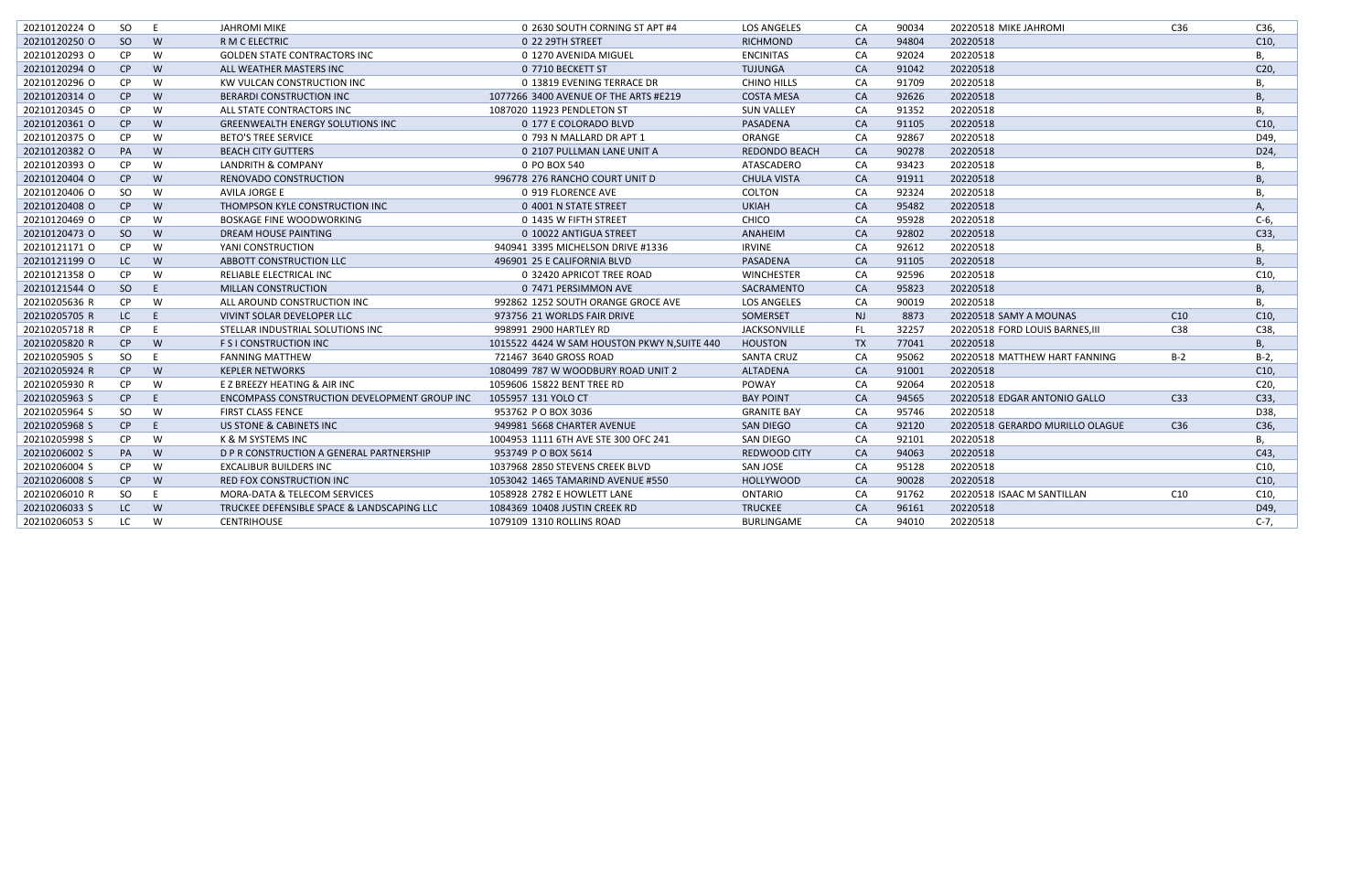| | | | | | | | | | | | |
|---|---|---|---|---|---|---|---|---|---|---|---|
| 20210120224 O | SO | E | JAHROMI MIKE | 0 2630 SOUTH CORNING ST APT #4 | LOS ANGELES | CA | 90034 | 20220518 MIKE JAHROMI | C36 | C36, |
| 20210120250 O | SO | W | R M C ELECTRIC | 0 22 29TH STREET | RICHMOND | CA | 94804 | 20220518 | | C10, |
| 20210120293 O | CP | W | GOLDEN STATE CONTRACTORS INC | 0 1270 AVENIDA MIGUEL | ENCINITAS | CA | 92024 | 20220518 | | B, |
| 20210120294 O | CP | W | ALL WEATHER MASTERS INC | 0 7710 BECKETT ST | TUJUNGA | CA | 91042 | 20220518 | | C20, |
| 20210120296 O | CP | W | KW VULCAN CONSTRUCTION INC | 0 13819 EVENING TERRACE DR | CHINO HILLS | CA | 91709 | 20220518 | | B, |
| 20210120314 O | CP | W | BERARDI CONSTRUCTION INC | 1077266 3400 AVENUE OF THE ARTS #E219 | COSTA MESA | CA | 92626 | 20220518 | | B, |
| 20210120345 O | CP | W | ALL STATE CONTRACTORS INC | 1087020 11923 PENDLETON ST | SUN VALLEY | CA | 91352 | 20220518 | | B, |
| 20210120361 O | CP | W | GREENWEALTH ENERGY SOLUTIONS INC | 0 177 E COLORADO BLVD | PASADENA | CA | 91105 | 20220518 | | C10, |
| 20210120375 O | CP | W | BETO'S TREE SERVICE | 0 793 N MALLARD DR APT 1 | ORANGE | CA | 92867 | 20220518 | | D49, |
| 20210120382 O | PA | W | BEACH CITY GUTTERS | 0 2107 PULLMAN LANE UNIT A | REDONDO BEACH | CA | 90278 | 20220518 | | D24, |
| 20210120393 O | CP | W | LANDRITH & COMPANY | 0 PO BOX 540 | ATASCADERO | CA | 93423 | 20220518 | | B, |
| 20210120404 O | CP | W | RENOVADO CONSTRUCTION | 996778 276 RANCHO COURT UNIT D | CHULA VISTA | CA | 91911 | 20220518 | | B, |
| 20210120406 O | SO | W | AVILA JORGE E | 0 919 FLORENCE AVE | COLTON | CA | 92324 | 20220518 | | B, |
| 20210120408 O | CP | W | THOMPSON KYLE CONSTRUCTION INC | 0 4001 N STATE STREET | UKIAH | CA | 95482 | 20220518 | | A, |
| 20210120469 O | CP | W | BOSKAGE FINE WOODWORKING | 0 1435 W FIFTH STREET | CHICO | CA | 95928 | 20220518 | | C-6, |
| 20210120473 O | SO | W | DREAM HOUSE PAINTING | 0 10022 ANTIGUA STREET | ANAHEIM | CA | 92802 | 20220518 | | C33, |
| 20210121171 O | CP | W | YANI CONSTRUCTION | 940941 3395 MICHELSON DRIVE #1336 | IRVINE | CA | 92612 | 20220518 | | B, |
| 20210121199 O | LC | W | ABBOTT CONSTRUCTION LLC | 496901 25 E CALIFORNIA BLVD | PASADENA | CA | 91105 | 20220518 | | B, |
| 20210121358 O | CP | W | RELIABLE ELECTRICAL INC | 0 32420 APRICOT TREE ROAD | WINCHESTER | CA | 92596 | 20220518 | | C10, |
| 20210121544 O | SO | E | MILLAN CONSTRUCTION | 0 7471 PERSIMMON AVE | SACRAMENTO | CA | 95823 | 20220518 | | B, |
| 20210205636 R | CP | W | ALL AROUND CONSTRUCTION INC | 992862 1252 SOUTH ORANGE GROCE AVE | LOS ANGELES | CA | 90019 | 20220518 | | B, |
| 20210205705 R | LC | E | VIVINT SOLAR DEVELOPER LLC | 973756 21 WORLDS FAIR DRIVE | SOMERSET | NJ | 8873 | 20220518 SAMY A MOUNAS | C10 | C10, |
| 20210205718 R | CP | E | STELLAR INDUSTRIAL SOLUTIONS INC | 998991 2900 HARTLEY RD | JACKSONVILLE | FL | 32257 | 20220518 FORD LOUIS BARNES,III | C38 | C38, |
| 20210205820 R | CP | W | F S I CONSTRUCTION INC | 1015522 4424 W SAM HOUSTON PKWY N,SUITE 440 | HOUSTON | TX | 77041 | 20220518 | | B, |
| 20210205905 S | SO | E | FANNING MATTHEW | 721467 3640 GROSS ROAD | SANTA CRUZ | CA | 95062 | 20220518 MATTHEW HART FANNING | B-2 | B-2, |
| 20210205924 R | CP | W | KEPLER NETWORKS | 1080499 787 W WOODBURY ROAD UNIT 2 | ALTADENA | CA | 91001 | 20220518 | | C10, |
| 20210205930 R | CP | W | E Z BREEZY HEATING & AIR INC | 1059606 15822 BENT TREE RD | POWAY | CA | 92064 | 20220518 | | C20, |
| 20210205963 S | CP | E | ENCOMPASS CONSTRUCTION DEVELOPMENT GROUP INC | 1055957 131 YOLO CT | BAY POINT | CA | 94565 | 20220518 EDGAR ANTONIO GALLO | C33 | C33, |
| 20210205964 S | SO | W | FIRST CLASS FENCE | 953762 P O BOX 3036 | GRANITE BAY | CA | 95746 | 20220518 | | D38, |
| 20210205968 S | CP | E | US STONE & CABINETS INC | 949981 5668 CHARTER AVENUE | SAN DIEGO | CA | 92120 | 20220518 GERARDO MURILLO OLAGUE | C36 | C36, |
| 20210205998 S | CP | W | K & M SYSTEMS INC | 1004953 1111 6TH AVE STE 300 OFC 241 | SAN DIEGO | CA | 92101 | 20220518 | | B, |
| 20210206002 S | PA | W | D P R CONSTRUCTION A GENERAL PARTNERSHIP | 953749 P O BOX 5614 | REDWOOD CITY | CA | 94063 | 20220518 | | C43, |
| 20210206004 S | CP | W | EXCALIBUR BUILDERS INC | 1037968 2850 STEVENS CREEK BLVD | SAN JOSE | CA | 95128 | 20220518 | | C10, |
| 20210206008 S | CP | W | RED FOX CONSTRUCTION INC | 1053042 1465 TAMARIND AVENUE #550 | HOLLYWOOD | CA | 90028 | 20220518 | | C10, |
| 20210206010 R | SO | E | MORA-DATA & TELECOM SERVICES | 1058928 2782 E HOWLETT LANE | ONTARIO | CA | 91762 | 20220518 ISAAC M SANTILLAN | C10 | C10, |
| 20210206033 S | LC | W | TRUCKEE DEFENSIBLE SPACE & LANDSCAPING LLC | 1084369 10408 JUSTIN CREEK RD | TRUCKEE | CA | 96161 | 20220518 | | D49, |
| 20210206053 S | LC | W | CENTRIHOUSE | 1079109 1310 ROLLINS ROAD | BURLINGAME | CA | 94010 | 20220518 | | C-7, |